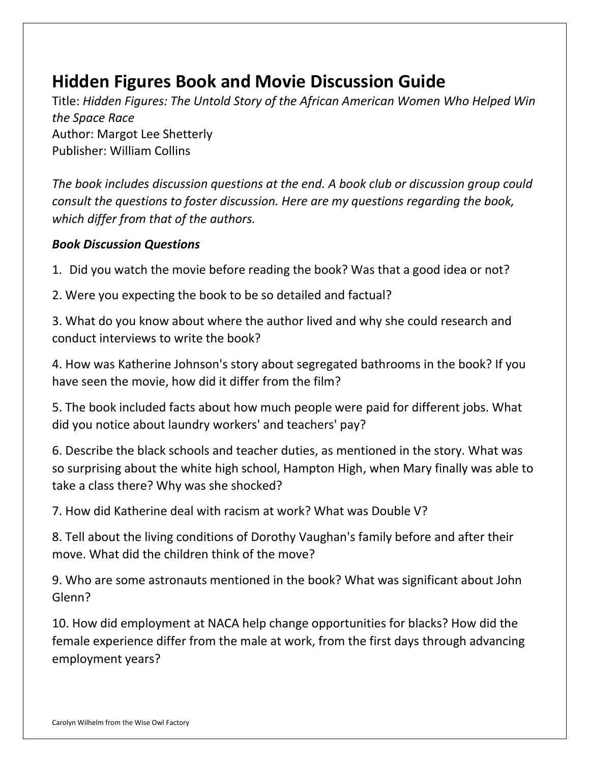# Hidden Figures Book and Movie Discussion Guide

Title: *Hidden Figures: The Untold Story of the African American Women Who Helped Win the Space Race*
Author: Margot Lee Shetterly
Publisher: William Collins

*The book includes discussion questions at the end. A book club or discussion group could consult the questions to foster discussion. Here are my questions regarding the book, which differ from that of the authors.*

***Book Discussion Questions***

1. Did you watch the movie before reading the book? Was that a good idea or not?

2. Were you expecting the book to be so detailed and factual?

3. What do you know about where the author lived and why she could research and conduct interviews to write the book?

4. How was Katherine Johnson's story about segregated bathrooms in the book? If you have seen the movie, how did it differ from the film?

5. The book included facts about how much people were paid for different jobs. What did you notice about laundry workers' and teachers' pay?

6. Describe the black schools and teacher duties, as mentioned in the story. What was so surprising about the white high school, Hampton High, when Mary finally was able to take a class there? Why was she shocked?

7. How did Katherine deal with racism at work? What was Double V?

8. Tell about the living conditions of Dorothy Vaughan's family before and after their move. What did the children think of the move?

9. Who are some astronauts mentioned in the book? What was significant about John Glenn?

10. How did employment at NACA help change opportunities for blacks? How did the female experience differ from the male at work, from the first days through advancing employment years?

Carolyn Wilhelm from the Wise Owl Factory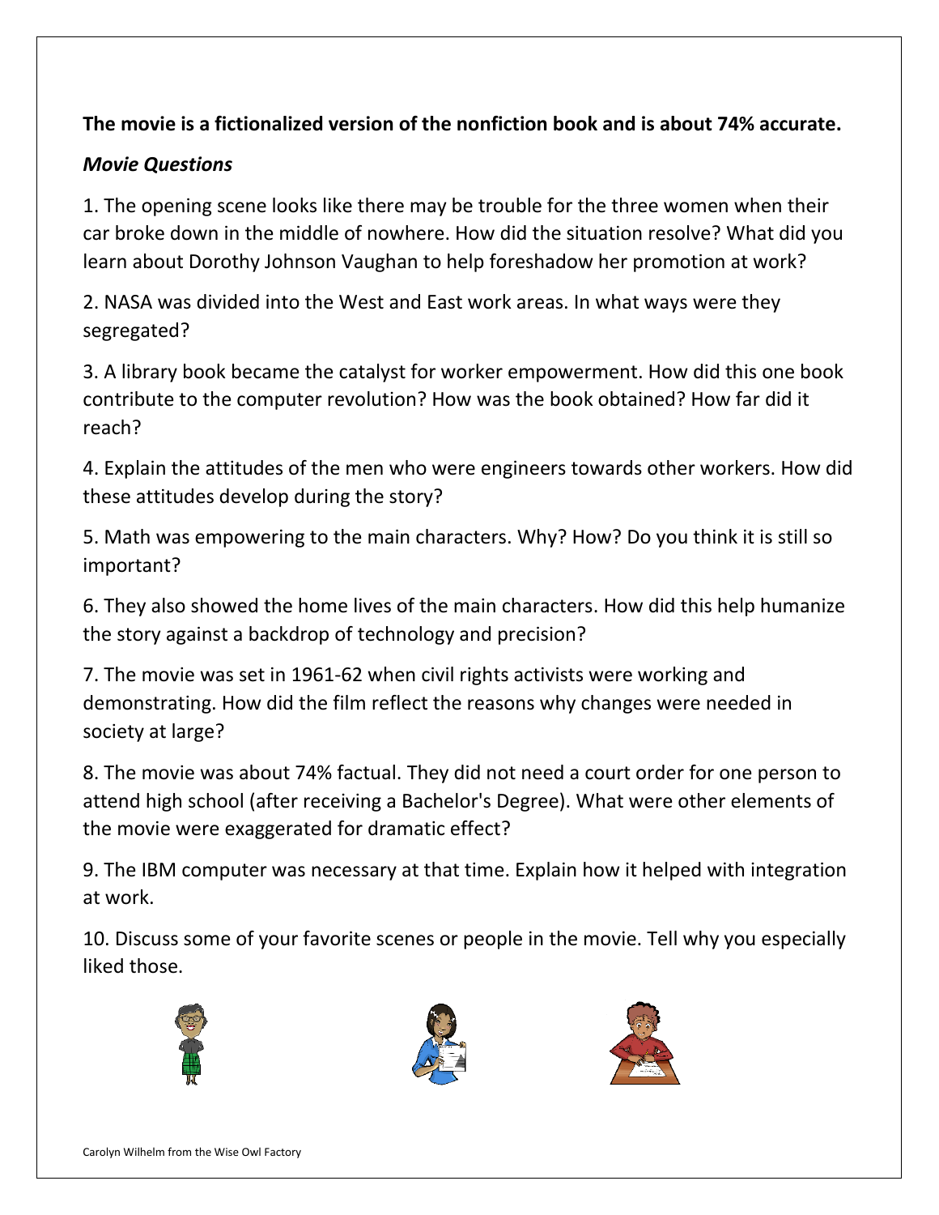**The movie is a fictionalized version of the nonfiction book and is about 74% accurate.**

***Movie Questions***

1. The opening scene looks like there may be trouble for the three women when their car broke down in the middle of nowhere. How did the situation resolve? What did you learn about Dorothy Johnson Vaughan to help foreshadow her promotion at work?

2. NASA was divided into the West and East work areas. In what ways were they segregated?

3. A library book became the catalyst for worker empowerment. How did this one book contribute to the computer revolution? How was the book obtained? How far did it reach?

4. Explain the attitudes of the men who were engineers towards other workers. How did these attitudes develop during the story?

5. Math was empowering to the main characters. Why? How? Do you think it is still so important?

6. They also showed the home lives of the main characters. How did this help humanize the story against a backdrop of technology and precision?

7. The movie was set in 1961-62 when civil rights activists were working and demonstrating. How did the film reflect the reasons why changes were needed in society at large?

8. The movie was about 74% factual. They did not need a court order for one person to attend high school (after receiving a Bachelor's Degree). What were other elements of the movie were exaggerated for dramatic effect?

9. The IBM computer was necessary at that time. Explain how it helped with integration at work.

10. Discuss some of your favorite scenes or people in the movie. Tell why you especially liked those.

Carolyn Wilhelm from the Wise Owl Factory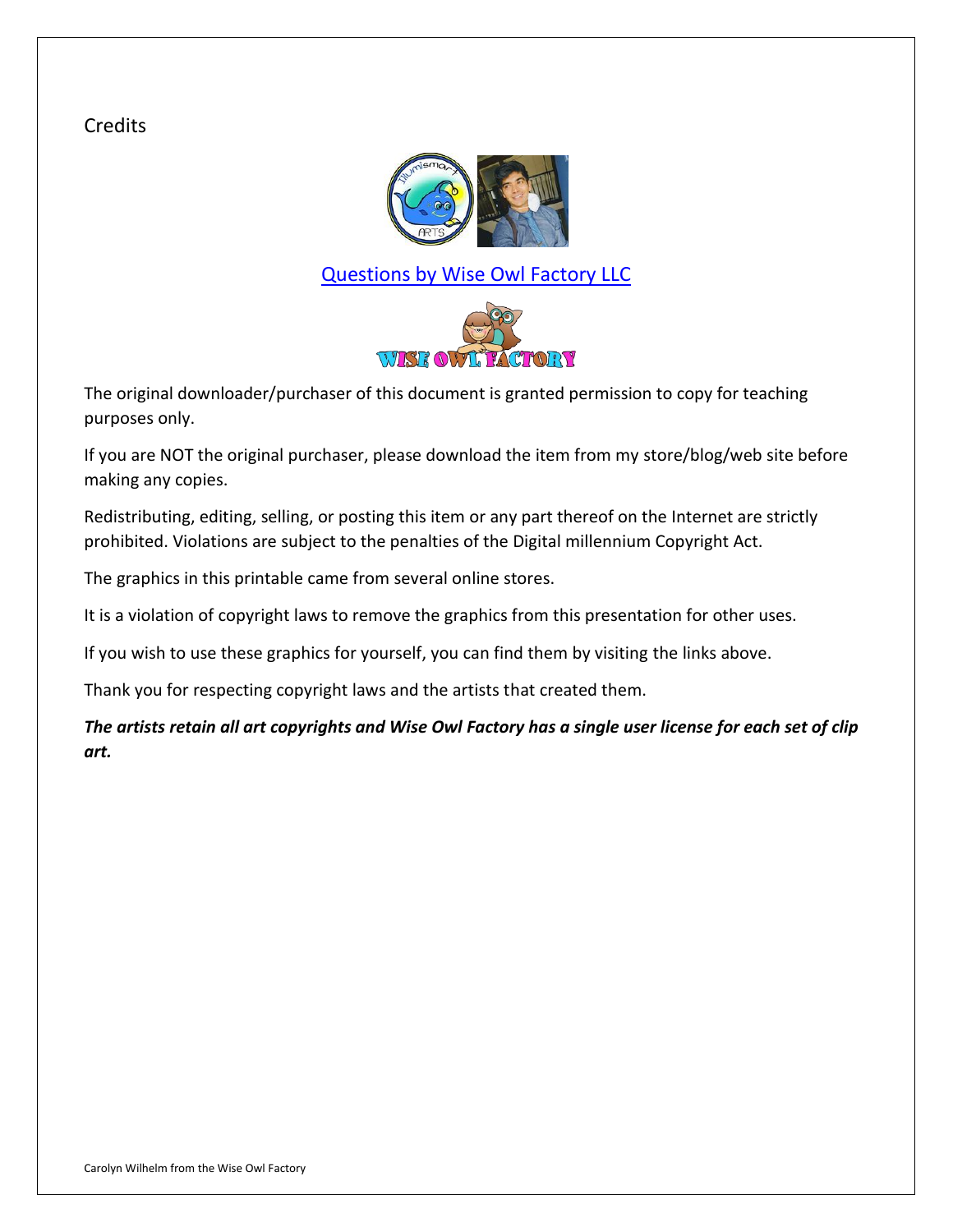Credits

Questions by Wise Owl Factory LLC

The original downloader/purchaser of this document is granted permission to copy for teaching purposes only.

If you are NOT the original purchaser, please download the item from my store/blog/web site before making any copies.

Redistributing, editing, selling, or posting this item or any part thereof on the Internet are strictly prohibited. Violations are subject to the penalties of the Digital millennium Copyright Act.

The graphics in this printable came from several online stores.

It is a violation of copyright laws to remove the graphics from this presentation for other uses.

If you wish to use these graphics for yourself, you can find them by visiting the links above.

Thank you for respecting copyright laws and the artists that created them.

***The artists retain all art copyrights and Wise Owl Factory has a single user license for each set of clip art.***